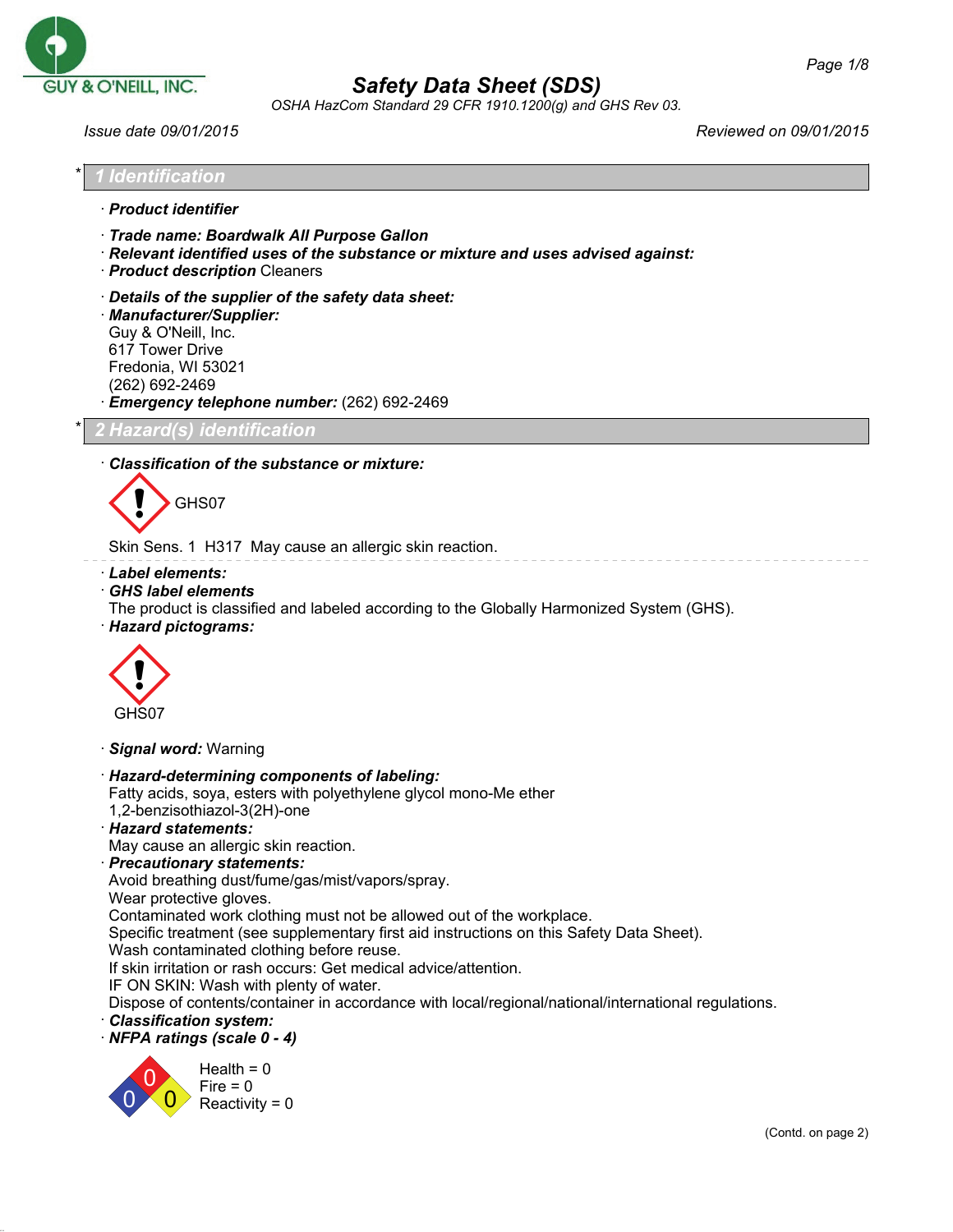GUY & O'NEILL, INC.

# Safety Data Sheet (SDS)

*OSHA HazCom Standard 29 CFR 1910.1200(g) and GHS Rev 03.*

Issue date 09/01/2015 | Reviewed on 09/01/2015

## * 1 Identification

· **Product identifier**

· **Trade name: Boardwalk All Purpose Gallon**
· **Relevant identified uses of the substance or mixture and uses advised against:**
· **Product description** Cleaners

· **Details of the supplier of the safety data sheet:**
· **Manufacturer/Supplier:**
Guy & O'Neill, Inc.
617 Tower Drive
Fredonia, WI 53021
(262) 692-2469
· **Emergency telephone number:** (262) 692-2469

## * 2 Hazard(s) identification

· **Classification of the substance or mixture:**

GHS07

Skin Sens. 1 H317 May cause an allergic skin reaction.

· **Label elements:**
· **GHS label elements**
The product is classified and labeled according to the Globally Harmonized System (GHS).
· **Hazard pictograms:**

GHS07

· **Signal word:** Warning

· **Hazard-determining components of labeling:**
Fatty acids, soya, esters with polyethylene glycol mono-Me ether
1,2-benzisothiazol-3(2H)-one
· **Hazard statements:**
May cause an allergic skin reaction.
· **Precautionary statements:**
Avoid breathing dust/fume/gas/mist/vapors/spray.
Wear protective gloves.
Contaminated work clothing must not be allowed out of the workplace.
Specific treatment (see supplementary first aid instructions on this Safety Data Sheet).
Wash contaminated clothing before reuse.
If skin irritation or rash occurs: Get medical advice/attention.
IF ON SKIN: Wash with plenty of water.
Dispose of contents/container in accordance with local/regional/national/international regulations.
· **Classification system:**
· **NFPA ratings (scale 0 - 4)**

Health = 0
Fire = 0
Reactivity = 0

(Contd. on page 2)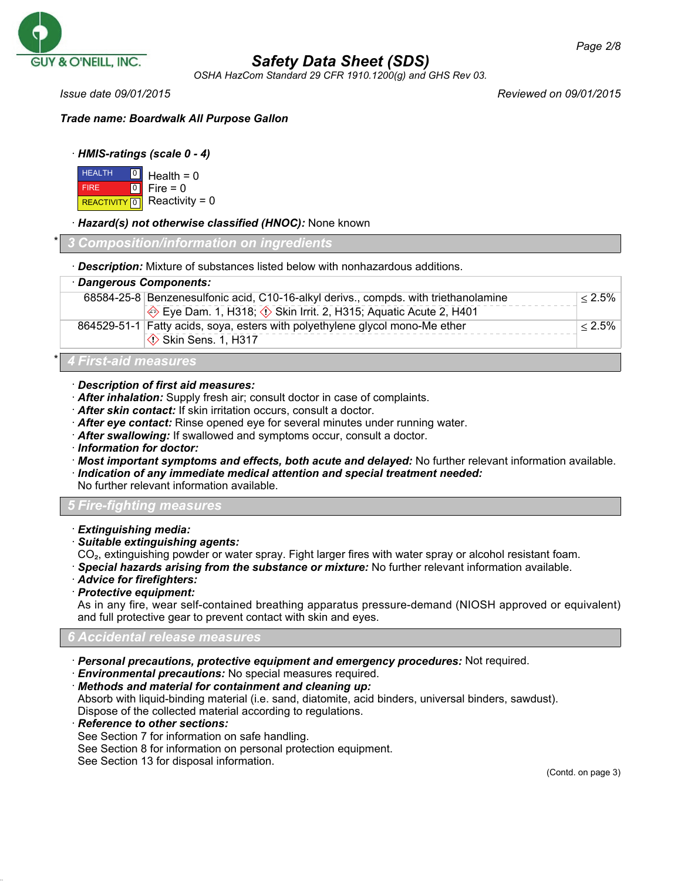Trade name: **Boardwalk All Purpose Gallon**

· **HMIS-ratings (scale 0 - 4)**

| | | |
|---|---|---|
| HEALTH | 0 | Health = 0 |
| FIRE | 0 | Fire = 0 |
| REACTIVITY | 0 | Reactivity = 0 |

· **Hazard(s) not otherwise classified (HNOC):** None known

## * 3 Composition/information on ingredients

· **Description:** Mixture of substances listed below with nonhazardous additions.

· **Dangerous Components:**

| | | |
|---|---|---|
| 68584-25-8 | Benzenesulfonic acid, C10-16-alkyl derivs., compds. with triethanolamine<br>Eye Dam. 1, H318; Skin Irrit. 2, H315; Aquatic Acute 2, H401 | ≤ 2.5% |
| 864529-51-1 | Fatty acids, soya, esters with polyethylene glycol mono-Me ether<br>Skin Sens. 1, H317 | ≤ 2.5% |

## * 4 First-aid measures

· **Description of first aid measures:**
· **After inhalation:** Supply fresh air; consult doctor in case of complaints.
· **After skin contact:** If skin irritation occurs, consult a doctor.
· **After eye contact:** Rinse opened eye for several minutes under running water.
· **After swallowing:** If swallowed and symptoms occur, consult a doctor.
· **Information for doctor:**
· **Most important symptoms and effects, both acute and delayed:** No further relevant information available.
· **Indication of any immediate medical attention and special treatment needed:**
No further relevant information available.

## 5 Fire-fighting measures

· **Extinguishing media:**
· **Suitable extinguishing agents:**
$CO_2$, extinguishing powder or water spray. Fight larger fires with water spray or alcohol resistant foam.
· **Special hazards arising from the substance or mixture:** No further relevant information available.
· **Advice for firefighters:**
· **Protective equipment:**
As in any fire, wear self-contained breathing apparatus pressure-demand (NIOSH approved or equivalent) and full protective gear to prevent contact with skin and eyes.

## 6 Accidental release measures

· **Personal precautions, protective equipment and emergency procedures:** Not required.
· **Environmental precautions:** No special measures required.
· **Methods and material for containment and cleaning up:**
Absorb with liquid-binding material (i.e. sand, diatomite, acid binders, universal binders, sawdust).
Dispose of the collected material according to regulations.
· **Reference to other sections:**
See Section 7 for information on safe handling.
See Section 8 for information on personal protection equipment.
See Section 13 for disposal information.

(Contd. on page 3)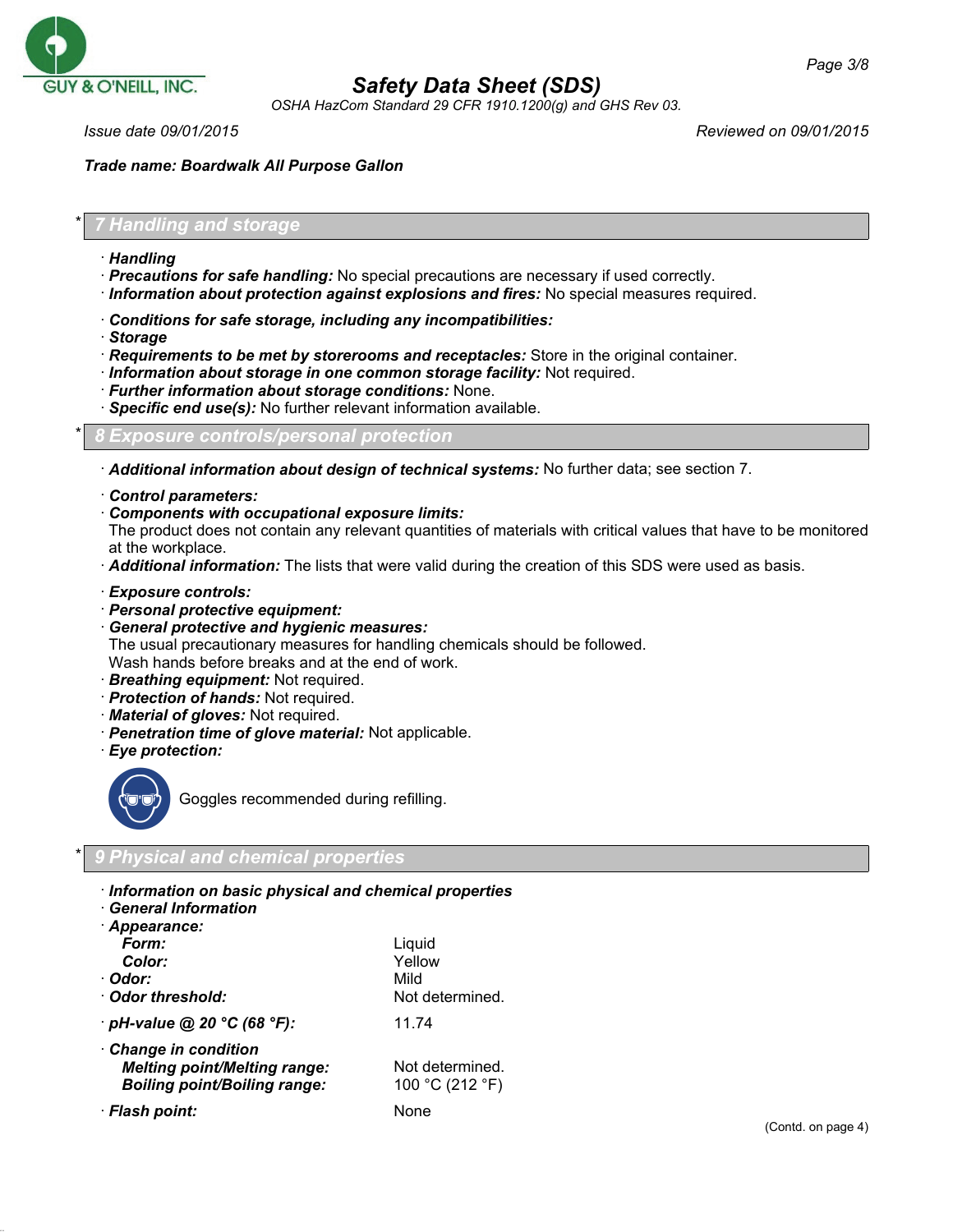**Safety Data Sheet (SDS)**

OSHA HazCom Standard 29 CFR 1910.1200(g) and GHS Rev 03.

Issue date 09/01/2015 Reviewed on 09/01/2015

**Trade name: Boardwalk All Purpose Gallon**

## 7 Handling and storage

· **Handling**
· **Precautions for safe handling:** No special precautions are necessary if used correctly.
· **Information about protection against explosions and fires:** No special measures required.

· **Conditions for safe storage, including any incompatibilities:**
· **Storage**
· **Requirements to be met by storerooms and receptacles:** Store in the original container.
· **Information about storage in one common storage facility:** Not required.
· **Further information about storage conditions:** None.
· **Specific end use(s):** No further relevant information available.

## 8 Exposure controls/personal protection

· **Additional information about design of technical systems:** No further data; see section 7.

· **Control parameters:**
· **Components with occupational exposure limits:**
The product does not contain any relevant quantities of materials with critical values that have to be monitored at the workplace.
· **Additional information:** The lists that were valid during the creation of this SDS were used as basis.

· **Exposure controls:**
· **Personal protective equipment:**
· **General protective and hygienic measures:**
The usual precautionary measures for handling chemicals should be followed.
Wash hands before breaks and at the end of work.
· **Breathing equipment:** Not required.
· **Protection of hands:** Not required.
· **Material of gloves:** Not required.
· **Penetration time of glove material:** Not applicable.
· **Eye protection:**

Goggles recommended during refilling.

## 9 Physical and chemical properties

· **Information on basic physical and chemical properties**
· **General Information**
· **Appearance:**

| | |
|---|---|
| **Form:** | Liquid |
| **Color:** | Yellow |
| · **Odor:** | Mild |
| · **Odor threshold:** | Not determined. |
| · **pH-value @ 20 °C (68 °F):** | 11.74 |
| · **Change in condition** | |
| **Melting point/Melting range:** | Not determined. |
| **Boiling point/Boiling range:** | 100 °C (212 °F) |
| · **Flash point:** | None |

(Contd. on page 4)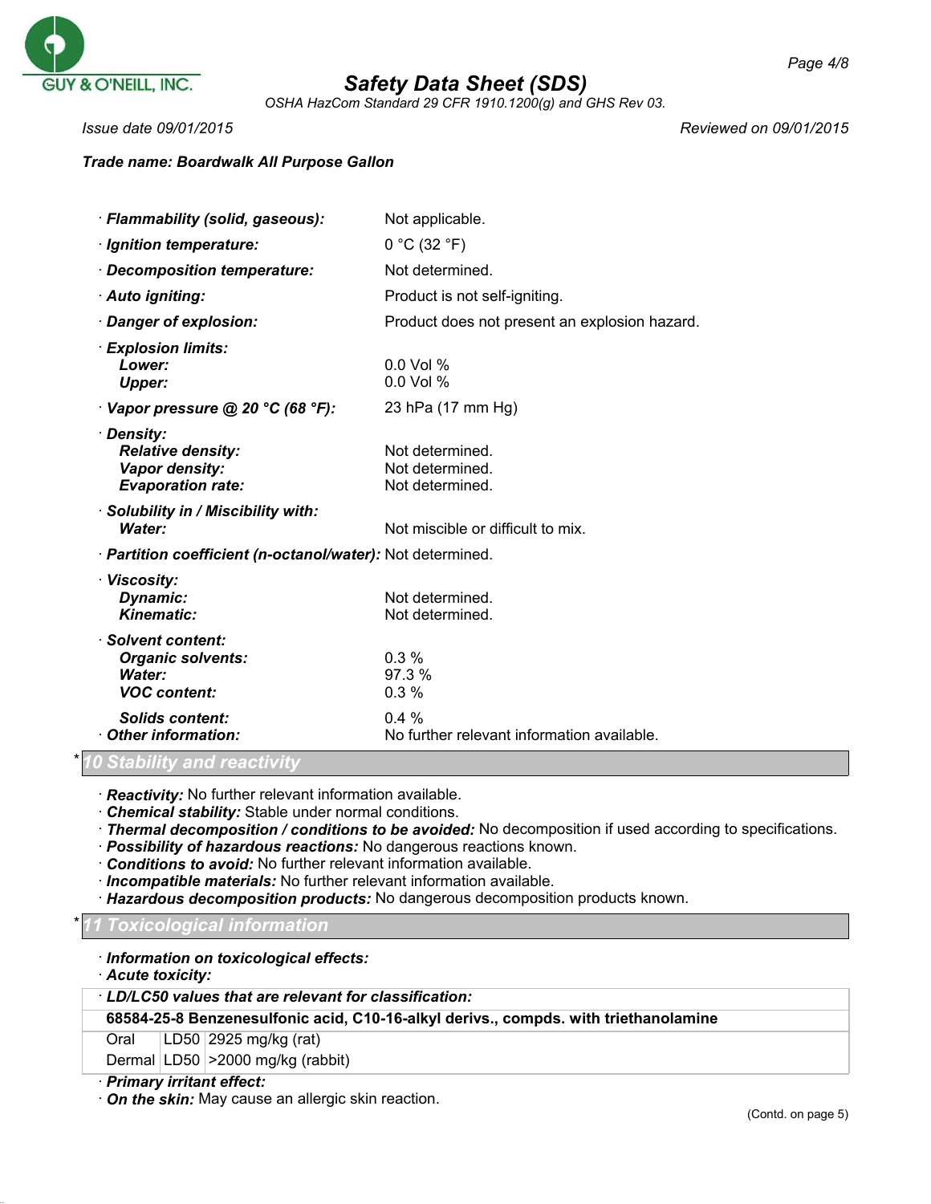**Trade name: Boardwalk All Purpose Gallon**

· ***Flammability (solid, gaseous):*** Not applicable.
· ***Ignition temperature:*** 0 °C (32 °F)
· ***Decomposition temperature:*** Not determined.
· ***Auto igniting:*** Product is not self-igniting.
· ***Danger of explosion:*** Product does not present an explosion hazard.
· ***Explosion limits:***
  ***Lower:*** 0.0 Vol %
  ***Upper:*** 0.0 Vol %
· ***Vapor pressure @ 20 °C (68 °F):*** 23 hPa (17 mm Hg)
· ***Density:***
  ***Relative density:*** Not determined.
  ***Vapor density:*** Not determined.
  ***Evaporation rate:*** Not determined.
· ***Solubility in / Miscibility with:***
  ***Water:*** Not miscible or difficult to mix.
· ***Partition coefficient (n-octanol/water):*** Not determined.
· ***Viscosity:***
  ***Dynamic:*** Not determined.
  ***Kinematic:*** Not determined.
· ***Solvent content:***
  ***Organic solvents:*** 0.3 %
  ***Water:*** 97.3 %
  ***VOC content:*** 0.3 %

  ***Solids content:*** 0.4 %
· ***Other information:*** No further relevant information available.

## * 10 Stability and reactivity

· ***Reactivity:*** No further relevant information available.
· ***Chemical stability:*** Stable under normal conditions.
· ***Thermal decomposition / conditions to be avoided:*** No decomposition if used according to specifications.
· ***Possibility of hazardous reactions:*** No dangerous reactions known.
· ***Conditions to avoid:*** No further relevant information available.
· ***Incompatible materials:*** No further relevant information available.
· ***Hazardous decomposition products:*** No dangerous decomposition products known.

## * 11 Toxicological information

· ***Information on toxicological effects:***
· ***Acute toxicity:***

| · ***LD/LC50 values that are relevant for classification:*** | | |
|---|---|---|
| **68584-25-8 Benzenesulfonic acid, C10-16-alkyl derivs., compds. with triethanolamine** | | |
| Oral | LD50 | 2925 mg/kg (rat) |
| Dermal | LD50 | >2000 mg/kg (rabbit) |

· ***Primary irritant effect:***
· ***On the skin:*** May cause an allergic skin reaction.

(Contd. on page 5)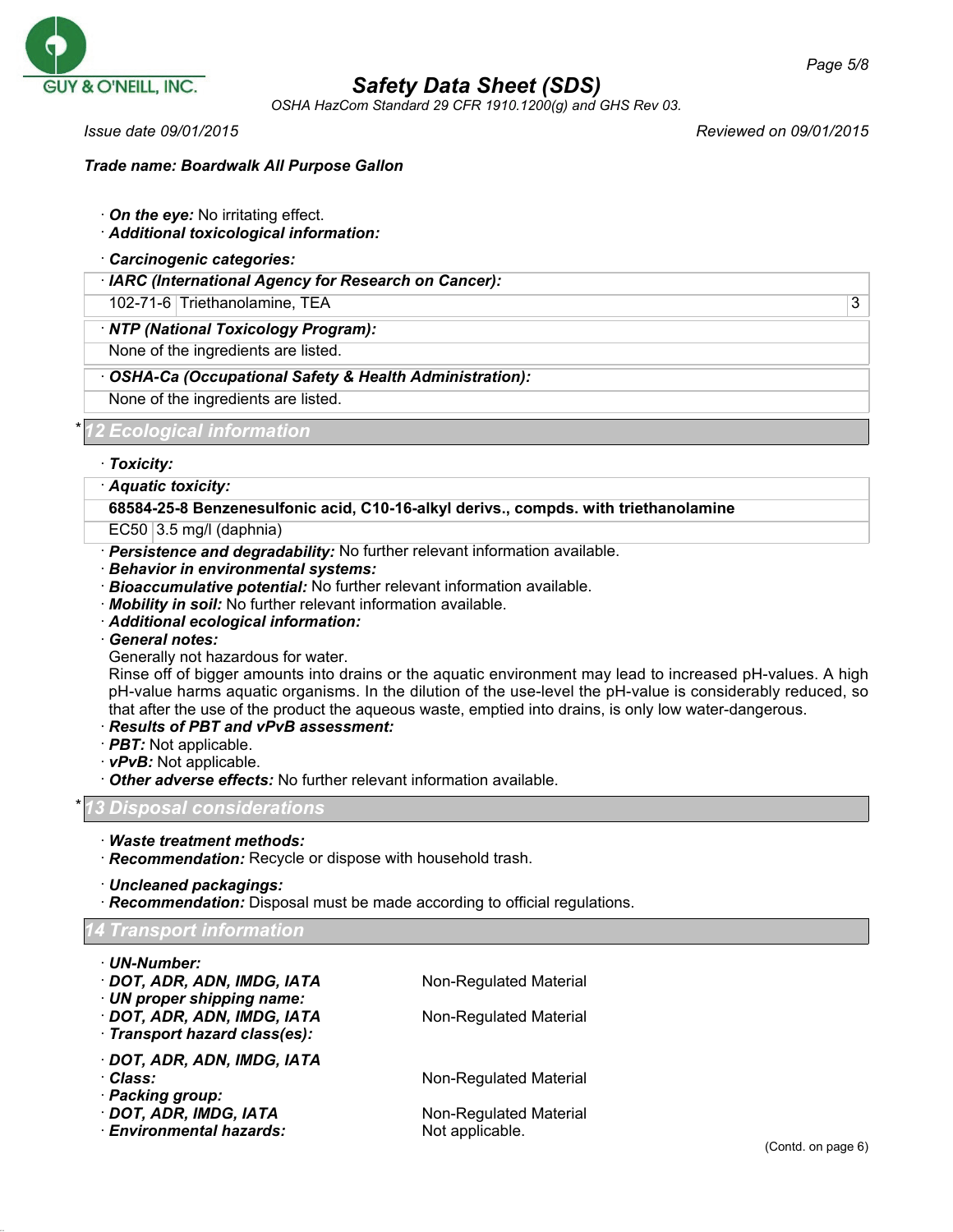· **On the eye:** No irritating effect.
· **Additional toxicological information:**

· **Carcinogenic categories:**

| · **IARC (International Agency for Research on Cancer):** | | |
|---|---|---|
| 102-71-6 | Triethanolamine, TEA | 3 |

| · **NTP (National Toxicology Program):** |
|---|
| None of the ingredients are listed. |

| · **OSHA-Ca (Occupational Safety & Health Administration):** |
|---|
| None of the ingredients are listed. |

## * 12 Ecological information

· **Toxicity:**

| · **Aquatic toxicity:** | |
|---|---|
| **68584-25-8 Benzenesulfonic acid, C10-16-alkyl derivs., compds. with triethanolamine** | |
| EC50 | 3.5 mg/l (daphnia) |

· **Persistence and degradability:** No further relevant information available.
· **Behavior in environmental systems:**
· **Bioaccumulative potential:** No further relevant information available.
· **Mobility in soil:** No further relevant information available.
· **Additional ecological information:**
· **General notes:**
Generally not hazardous for water.
Rinse off of bigger amounts into drains or the aquatic environment may lead to increased pH-values. A high pH-value harms aquatic organisms. In the dilution of the use-level the pH-value is considerably reduced, so that after the use of the product the aqueous waste, emptied into drains, is only low water-dangerous.
· **Results of PBT and vPvB assessment:**
· **PBT:** Not applicable.
· **vPvB:** Not applicable.
· **Other adverse effects:** No further relevant information available.

## * 13 Disposal considerations

· **Waste treatment methods:**
· **Recommendation:** Recycle or dispose with household trash.

· **Uncleaned packagings:**
· **Recommendation:** Disposal must be made according to official regulations.

## 14 Transport information

| | |
|---|---|
| · **UN-Number:** | |
| · **DOT, ADR, ADN, IMDG, IATA** | Non-Regulated Material |
| · **UN proper shipping name:** | |
| · **DOT, ADR, ADN, IMDG, IATA** | Non-Regulated Material |
| · **Transport hazard class(es):** | |
| · **DOT, ADR, ADN, IMDG, IATA** | |
| · **Class:** | Non-Regulated Material |
| · **Packing group:** | |
| · **DOT, ADR, IMDG, IATA** | Non-Regulated Material |
| · **Environmental hazards:** | Not applicable. |

(Contd. on page 6)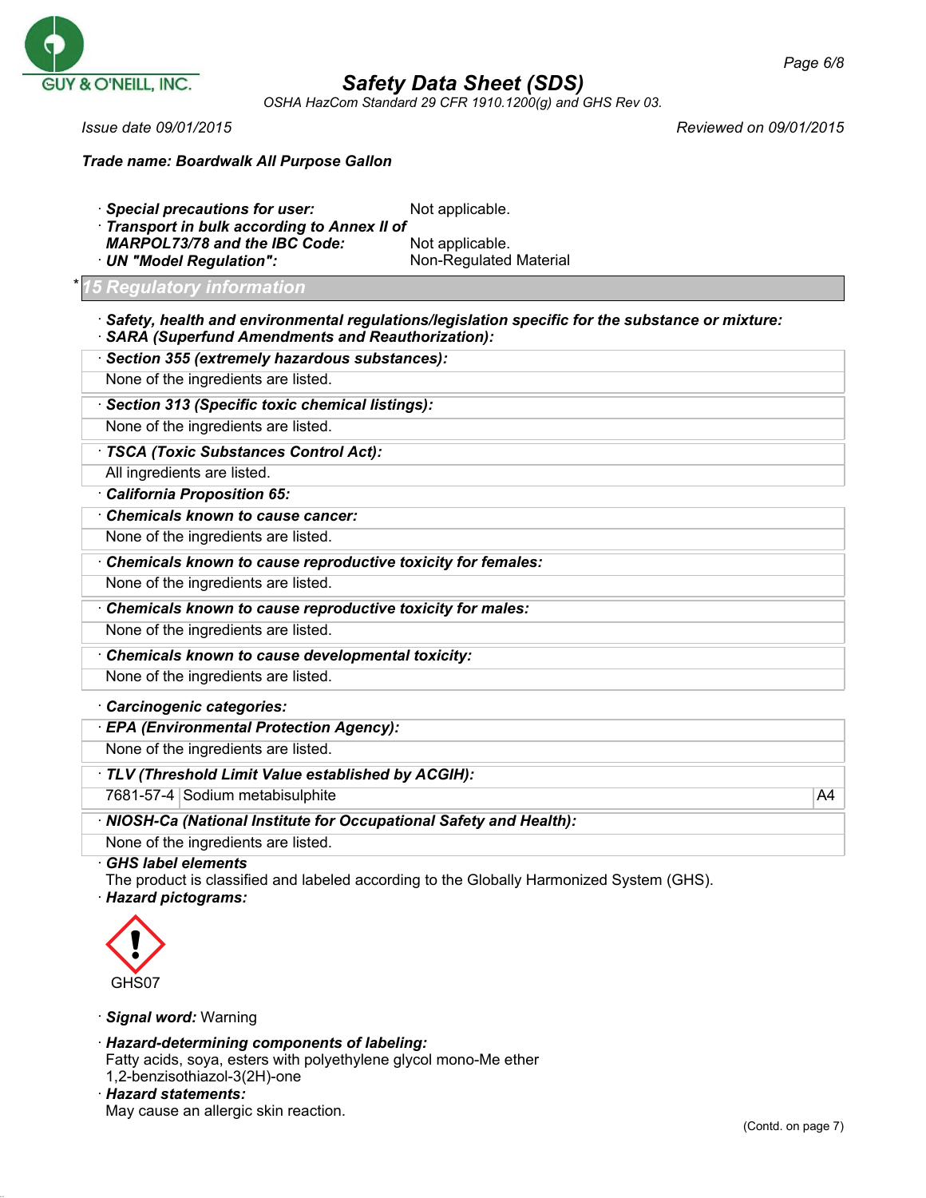Trade name: Boardwalk All Purpose Gallon

· **Special precautions for user:** Not applicable.
· **Transport in bulk according to Annex II of MARPOL73/78 and the IBC Code:** Not applicable.
· **UN "Model Regulation":** Non-Regulated Material

## * 15 Regulatory information

· **Safety, health and environmental regulations/legislation specific for the substance or mixture:**
· **SARA (Superfund Amendments and Reauthorization):**

· **Section 355 (extremely hazardous substances):**
None of the ingredients are listed.

· **Section 313 (Specific toxic chemical listings):**
None of the ingredients are listed.

· **TSCA (Toxic Substances Control Act):**
All ingredients are listed.

· **California Proposition 65:**

· **Chemicals known to cause cancer:**
None of the ingredients are listed.

· **Chemicals known to cause reproductive toxicity for females:**
None of the ingredients are listed.

· **Chemicals known to cause reproductive toxicity for males:**
None of the ingredients are listed.

· **Chemicals known to cause developmental toxicity:**
None of the ingredients are listed.

· **Carcinogenic categories:**

· **EPA (Environmental Protection Agency):**
None of the ingredients are listed.

· **TLV (Threshold Limit Value established by ACGIH):**

| 7681-57-4 | Sodium metabisulphite | A4 |
|---|---|---|

· **NIOSH-Ca (National Institute for Occupational Safety and Health):**
None of the ingredients are listed.

· **GHS label elements**
The product is classified and labeled according to the Globally Harmonized System (GHS).
· **Hazard pictograms:**

GHS07

· **Signal word:** Warning

· **Hazard-determining components of labeling:**
Fatty acids, soya, esters with polyethylene glycol mono-Me ether
1,2-benzisothiazol-3(2H)-one
· **Hazard statements:**
May cause an allergic skin reaction.

(Contd. on page 7)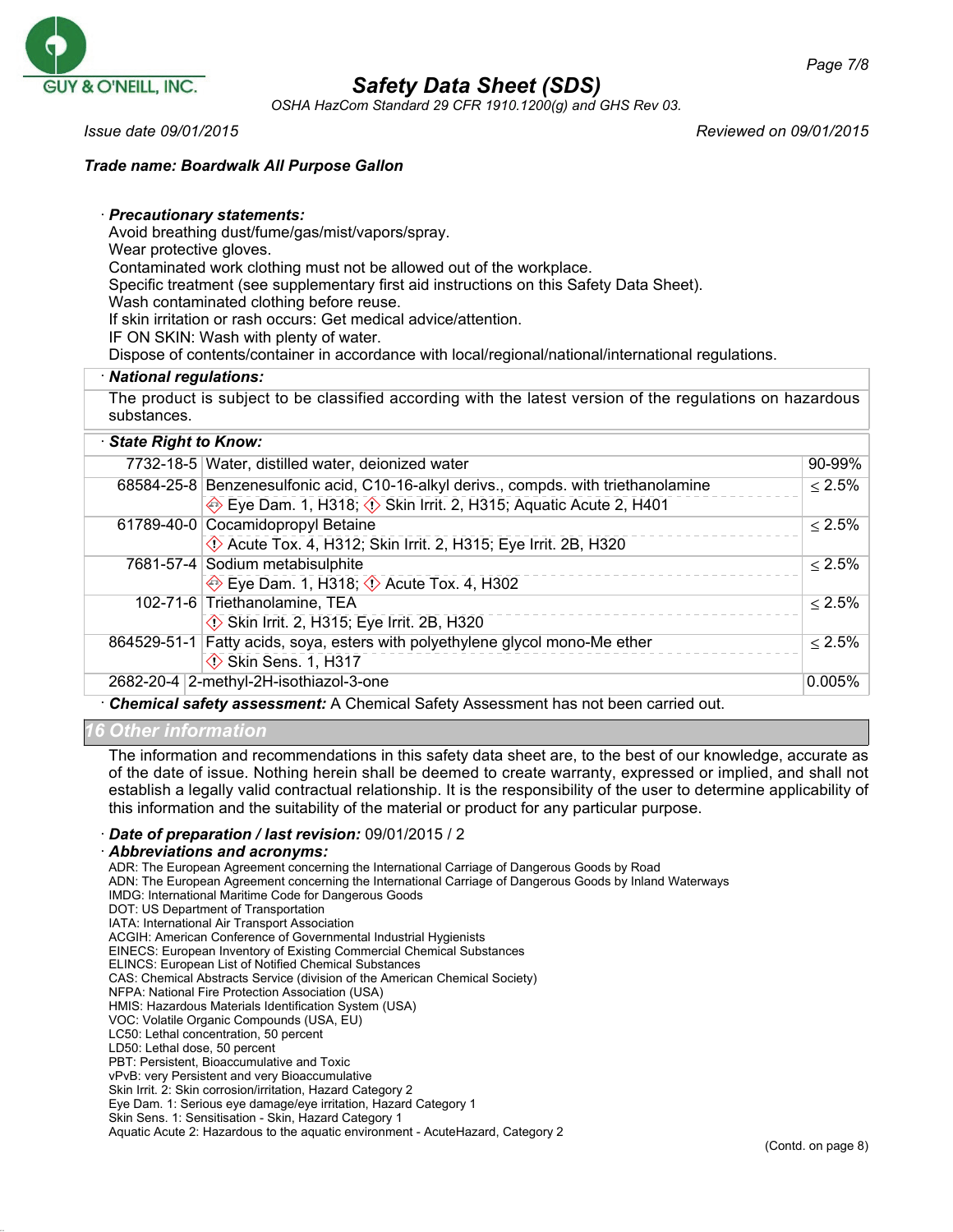Trade name: **Boardwalk All Purpose Gallon**

· **Precautionary statements:**
Avoid breathing dust/fume/gas/mist/vapors/spray.
Wear protective gloves.
Contaminated work clothing must not be allowed out of the workplace.
Specific treatment (see supplementary first aid instructions on this Safety Data Sheet).
Wash contaminated clothing before reuse.
If skin irritation or rash occurs: Get medical advice/attention.
IF ON SKIN: Wash with plenty of water.
Dispose of contents/container in accordance with local/regional/national/international regulations.

· **National regulations:**
The product is subject to be classified according with the latest version of the regulations on hazardous substances.

· **State Right to Know:**

| CAS | Component | Concentration |
|---|---|---|
| 7732-18-5 | Water, distilled water, deionized water | 90-99% |
| 68584-25-8 | Benzenesulfonic acid, C10-16-alkyl derivs., compds. with triethanolamine<br>Eye Dam. 1, H318; Skin Irrit. 2, H315; Aquatic Acute 2, H401 | ≤ 2.5% |
| 61789-40-0 | Cocamidopropyl Betaine<br>Acute Tox. 4, H312; Skin Irrit. 2, H315; Eye Irrit. 2B, H320 | ≤ 2.5% |
| 7681-57-4 | Sodium metabisulphite<br>Eye Dam. 1, H318; Acute Tox. 4, H302 | ≤ 2.5% |
| 102-71-6 | Triethanolamine, TEA<br>Skin Irrit. 2, H315; Eye Irrit. 2B, H320 | ≤ 2.5% |
| 864529-51-1 | Fatty acids, soya, esters with polyethylene glycol mono-Me ether<br>Skin Sens. 1, H317 | ≤ 2.5% |
| 2682-20-4 | 2-methyl-2H-isothiazol-3-one | 0.005% |

· **Chemical safety assessment:** A Chemical Safety Assessment has not been carried out.

## 16 Other information

The information and recommendations in this safety data sheet are, to the best of our knowledge, accurate as of the date of issue. Nothing herein shall be deemed to create warranty, expressed or implied, and shall not establish a legally valid contractual relationship. It is the responsibility of the user to determine applicability of this information and the suitability of the material or product for any particular purpose.

· **Date of preparation / last revision:** 09/01/2015 / 2

· **Abbreviations and acronyms:**
ADR: The European Agreement concerning the International Carriage of Dangerous Goods by Road
ADN: The European Agreement concerning the International Carriage of Dangerous Goods by Inland Waterways
IMDG: International Maritime Code for Dangerous Goods
DOT: US Department of Transportation
IATA: International Air Transport Association
ACGIH: American Conference of Governmental Industrial Hygienists
EINECS: European Inventory of Existing Commercial Chemical Substances
ELINCS: European List of Notified Chemical Substances
CAS: Chemical Abstracts Service (division of the American Chemical Society)
NFPA: National Fire Protection Association (USA)
HMIS: Hazardous Materials Identification System (USA)
VOC: Volatile Organic Compounds (USA, EU)
LC50: Lethal concentration, 50 percent
LD50: Lethal dose, 50 percent
PBT: Persistent, Bioaccumulative and Toxic
vPvB: very Persistent and very Bioaccumulative
Skin Irrit. 2: Skin corrosion/irritation, Hazard Category 2
Eye Dam. 1: Serious eye damage/eye irritation, Hazard Category 1
Skin Sens. 1: Sensitisation - Skin, Hazard Category 1
Aquatic Acute 2: Hazardous to the aquatic environment - AcuteHazard, Category 2

(Contd. on page 8)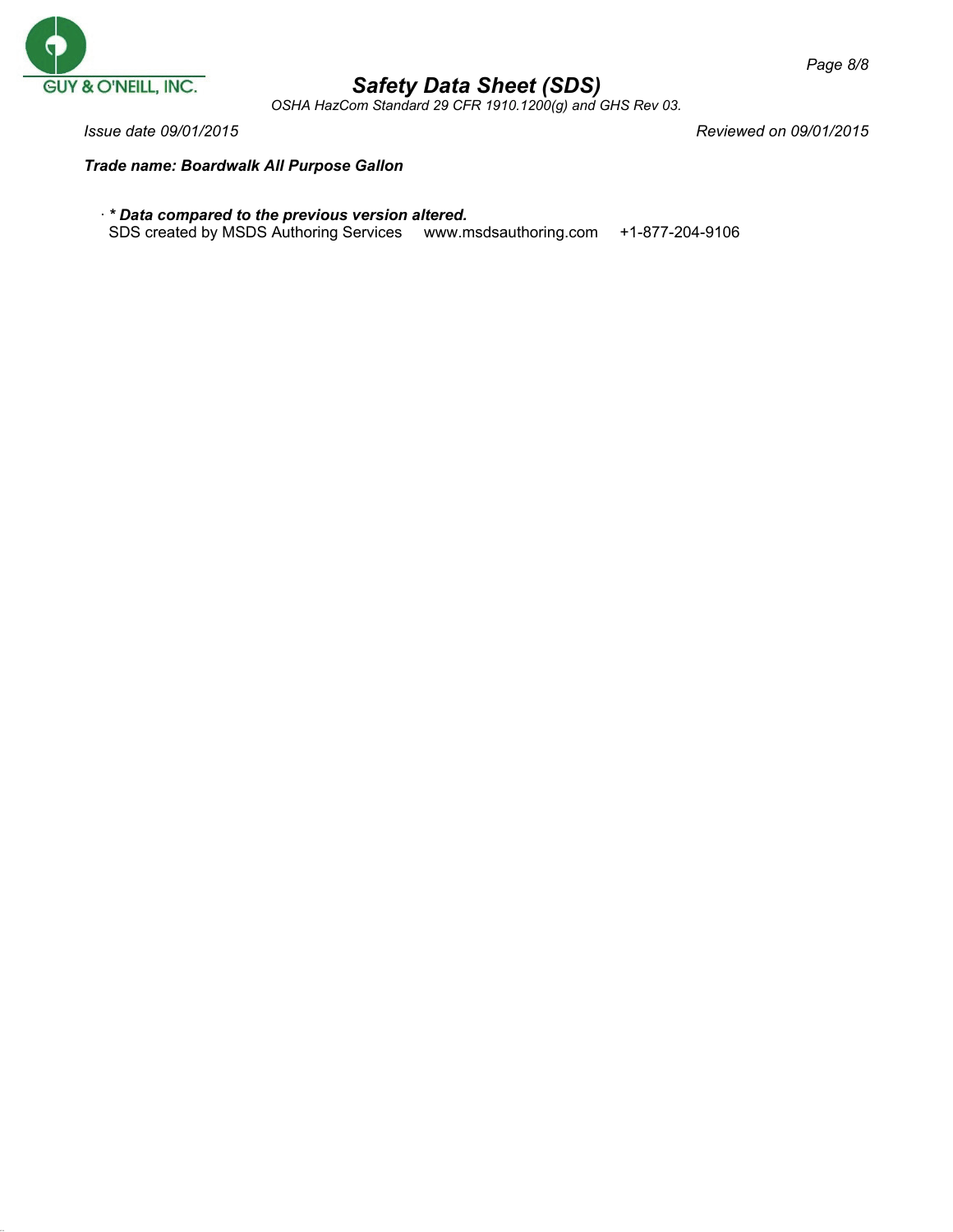· ***Data compared to the previous version altered.**

SDS created by MSDS Authoring Services www.msdsauthoring.com +1-877-204-9106